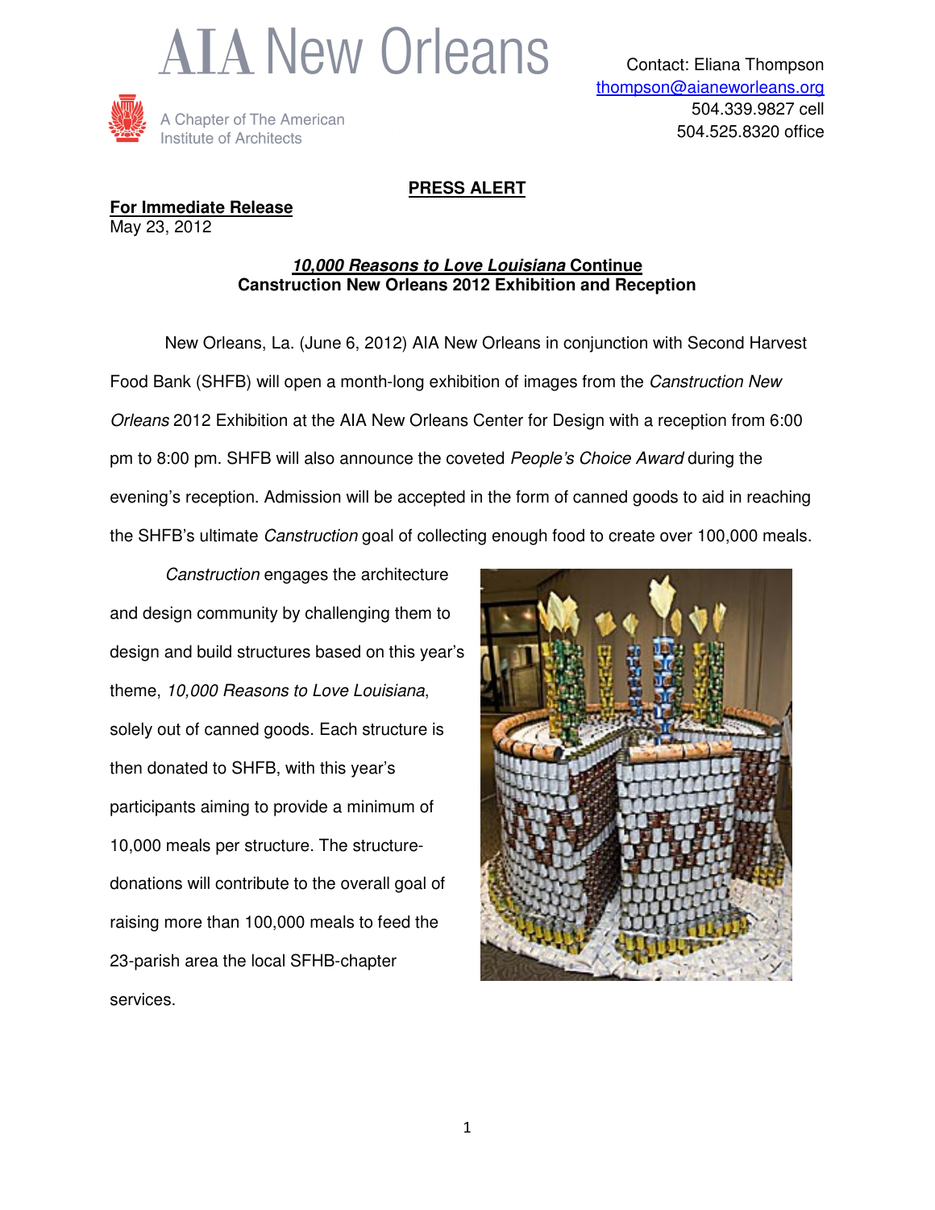# AIA New Orleans

A Chapter of The American Institute of Architects

Contact: Eliana Thompson
thompson@aianeworleans.org
504.339.9827 cell
504.525.8320 office

**PRESS ALERT**

**For Immediate Release**
May 23, 2012

**_10,000 Reasons to Love Louisiana_ Continue**
**Canstruction New Orleans 2012 Exhibition and Reception**

New Orleans, La. (June 6, 2012) AIA New Orleans in conjunction with Second Harvest Food Bank (SHFB) will open a month-long exhibition of images from the *Canstruction New Orleans* 2012 Exhibition at the AIA New Orleans Center for Design with a reception from 6:00 pm to 8:00 pm. SHFB will also announce the coveted *People's Choice Award* during the evening's reception. Admission will be accepted in the form of canned goods to aid in reaching the SHFB's ultimate *Canstruction* goal of collecting enough food to create over 100,000 meals.

*Canstruction* engages the architecture and design community by challenging them to design and build structures based on this year's theme, *10,000 Reasons to Love Louisiana*, solely out of canned goods. Each structure is then donated to SHFB, with this year's participants aiming to provide a minimum of 10,000 meals per structure. The structure-donations will contribute to the overall goal of raising more than 100,000 meals to feed the 23-parish area the local SFHB-chapter services.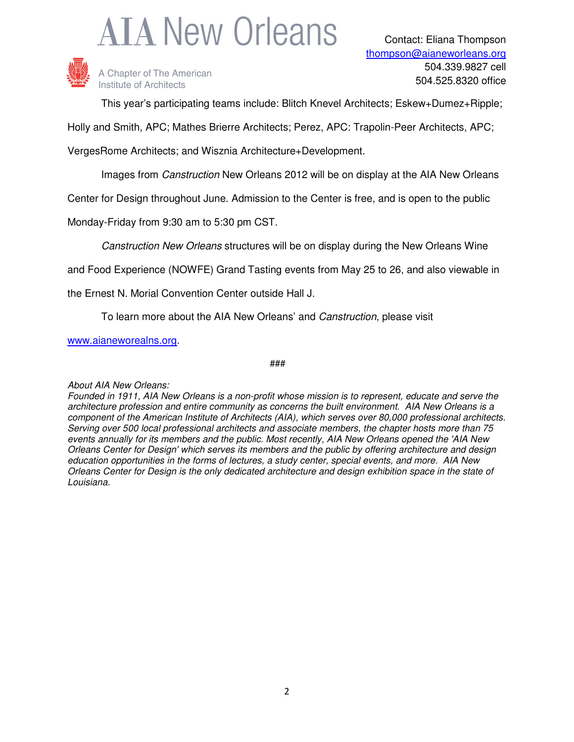AIA New Orleans

A Chapter of The American Institute of Architects

Contact: Eliana Thompson
thompson@aianeworleans.org
504.339.9827 cell
504.525.8320 office

This year's participating teams include: Blitch Knevel Architects; Eskew+Dumez+Ripple; Holly and Smith, APC; Mathes Brierre Architects; Perez, APC: Trapolin-Peer Architects, APC; VergesRome Architects; and Wisznia Architecture+Development.

Images from *Canstruction* New Orleans 2012 will be on display at the AIA New Orleans Center for Design throughout June. Admission to the Center is free, and is open to the public Monday-Friday from 9:30 am to 5:30 pm CST.

*Canstruction New Orleans* structures will be on display during the New Orleans Wine and Food Experience (NOWFE) Grand Tasting events from May 25 to 26, and also viewable in the Ernest N. Morial Convention Center outside Hall J.

To learn more about the AIA New Orleans' and *Canstruction*, please visit www.aianeworealns.org.

###

*About AIA New Orleans:*
*Founded in 1911, AIA New Orleans is a non-profit whose mission is to represent, educate and serve the architecture profession and entire community as concerns the built environment. AIA New Orleans is a component of the American Institute of Architects (AIA), which serves over 80,000 professional architects. Serving over 500 local professional architects and associate members, the chapter hosts more than 75 events annually for its members and the public. Most recently, AIA New Orleans opened the 'AIA New Orleans Center for Design' which serves its members and the public by offering architecture and design education opportunities in the forms of lectures, a study center, special events, and more. AIA New Orleans Center for Design is the only dedicated architecture and design exhibition space in the state of Louisiana.*